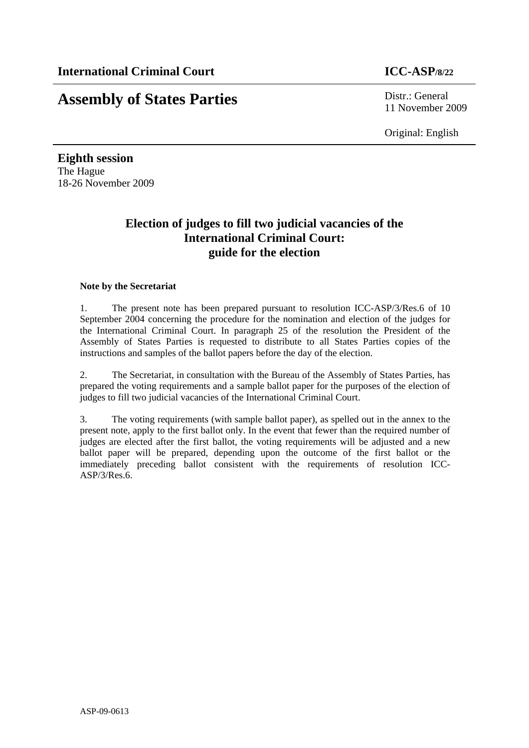**International Criminal Court** **ICC-ASP/8/22**

# Assembly of States Parties

Distr.: General
11 November 2009

Original: English

**Eighth session**
The Hague
18-26 November 2009

## Election of judges to fill two judicial vacancies of the International Criminal Court: guide for the election

**Note by the Secretariat**

1. The present note has been prepared pursuant to resolution ICC-ASP/3/Res.6 of 10 September 2004 concerning the procedure for the nomination and election of the judges for the International Criminal Court. In paragraph 25 of the resolution the President of the Assembly of States Parties is requested to distribute to all States Parties copies of the instructions and samples of the ballot papers before the day of the election.

2. The Secretariat, in consultation with the Bureau of the Assembly of States Parties, has prepared the voting requirements and a sample ballot paper for the purposes of the election of judges to fill two judicial vacancies of the International Criminal Court.

3. The voting requirements (with sample ballot paper), as spelled out in the annex to the present note, apply to the first ballot only. In the event that fewer than the required number of judges are elected after the first ballot, the voting requirements will be adjusted and a new ballot paper will be prepared, depending upon the outcome of the first ballot or the immediately preceding ballot consistent with the requirements of resolution ICC-ASP/3/Res.6.

ASP-09-0613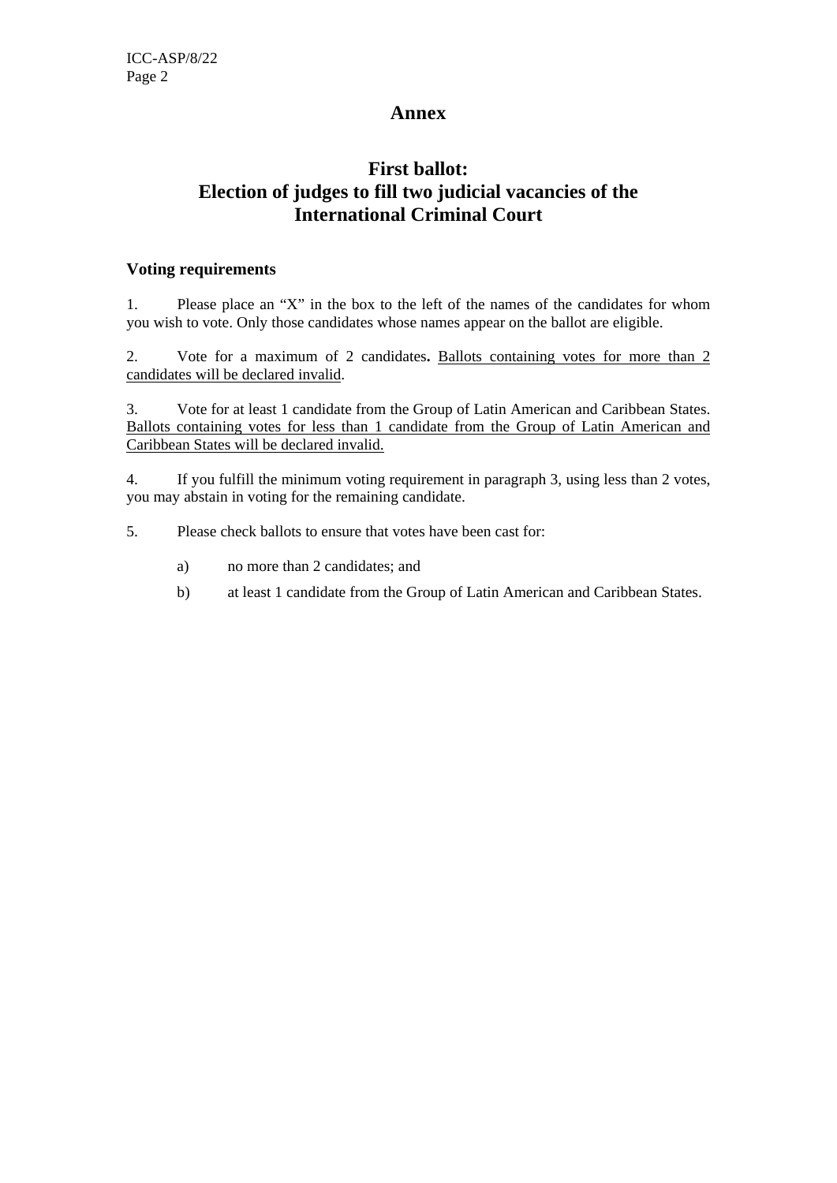# Annex

## First ballot:
## Election of judges to fill two judicial vacancies of the International Criminal Court

### Voting requirements

1. Please place an “X” in the box to the left of the names of the candidates for whom you wish to vote. Only those candidates whose names appear on the ballot are eligible.

2. Vote for a maximum of 2 candidates**.** <u>Ballots containing votes for more than 2 candidates will be declared invalid</u>.

3. Vote for at least 1 candidate from the Group of Latin American and Caribbean States. <u>Ballots containing votes for less than 1 candidate from the Group of Latin American and Caribbean States will be declared invalid.</u>

4. If you fulfill the minimum voting requirement in paragraph 3, using less than 2 votes, you may abstain in voting for the remaining candidate.

5. Please check ballots to ensure that votes have been cast for:

   a) no more than 2 candidates; and

   b) at least 1 candidate from the Group of Latin American and Caribbean States.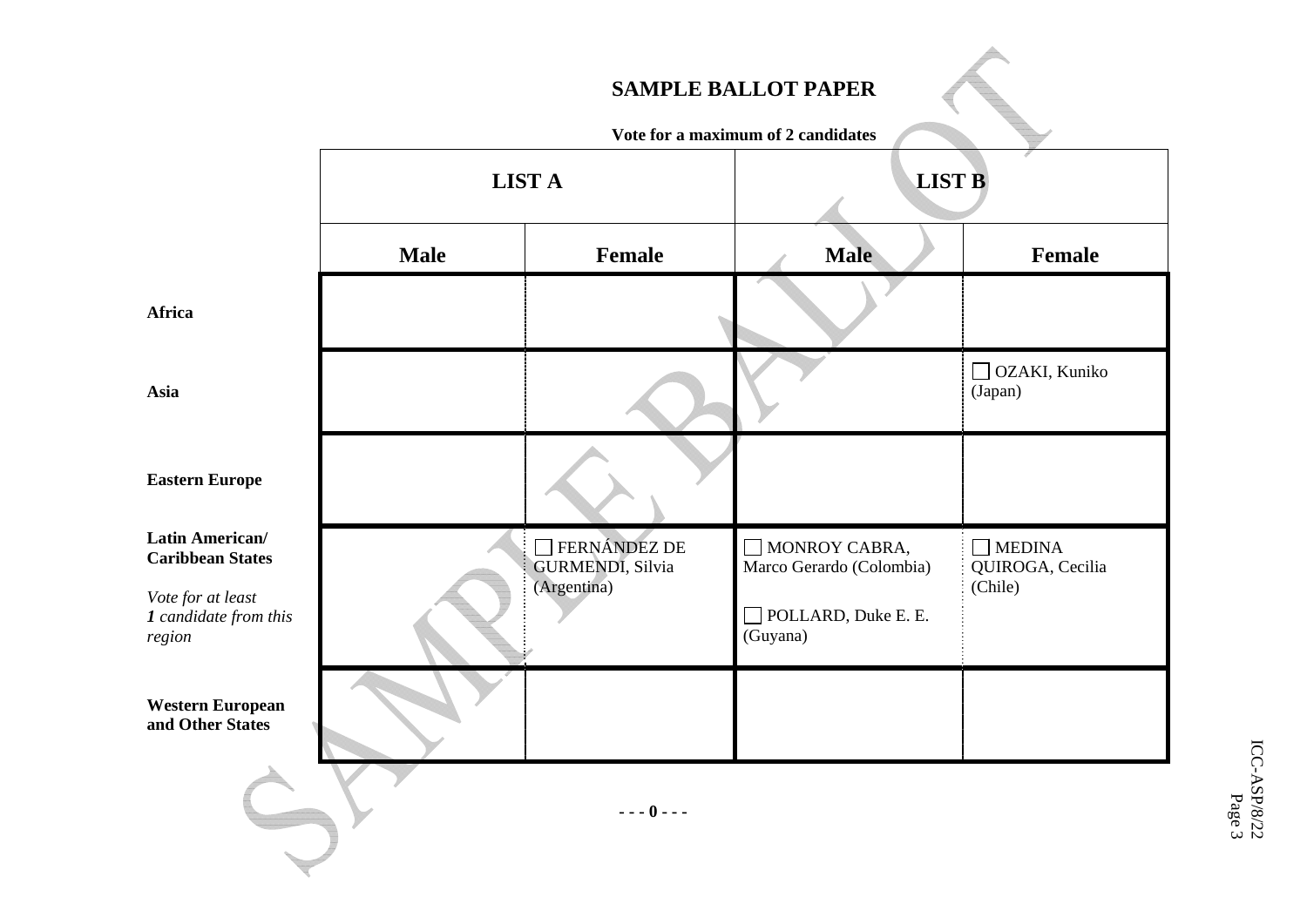# SAMPLE BALLOT PAPER

**Vote for a maximum of 2 candidates**

| | LIST A | | LIST B | |
|---|---|---|---|---|
| | **Male** | **Female** | **Male** | **Female** |
| **Africa** | | | | |
| **Asia** | | | | ☐ OZAKI, Kuniko (Japan) |
| **Eastern Europe** | | | | |
| **Latin American/ Caribbean States** <br> *Vote for at least* ***1*** *candidate from this region* | | ☐ FERNÁNDEZ DE GURMENDI, Silvia (Argentina) | ☐ MONROY CABRA, Marco Gerardo (Colombia) <br> ☐ POLLARD, Duke E. E. (Guyana) | ☐ MEDINA QUIROGA, Cecilia (Chile) |
| **Western European and Other States** | | | | |

- - - 0 - - -